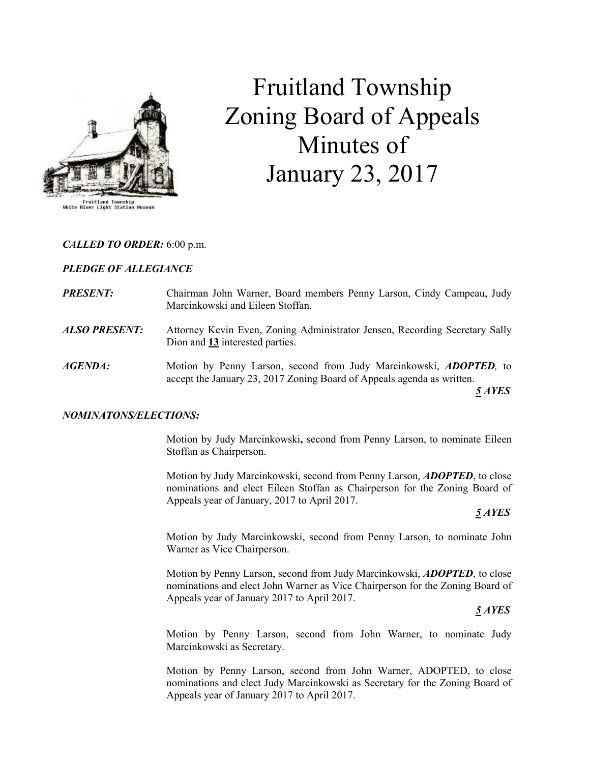# Fruitland Township Zoning Board of Appeals Minutes of January 23, 2017

Fruitland Township
White River Light Station Museum

***CALLED TO ORDER:*** 6:00 p.m.

***PLEDGE OF ALLEGIANCE***

***PRESENT:*** Chairman John Warner, Board members Penny Larson, Cindy Campeau, Judy Marcinkowski and Eileen Stoffan.

***ALSO PRESENT:*** Attorney Kevin Even, Zoning Administrator Jensen, Recording Secretary Sally Dion and **13** interested parties.

***AGENDA:*** Motion by Penny Larson, second from Judy Marcinkowski, ***ADOPTED****,* to accept the January 23, 2017 Zoning Board of Appeals agenda as written.

***5 AYES***

***NOMINATONS/ELECTIONS:***

Motion by Judy Marcinkowski**,** second from Penny Larson, to nominate Eileen Stoffan as Chairperson.

Motion by Judy Marcinkowski, second from Penny Larson, ***ADOPTED***, to close nominations and elect Eileen Stoffan as Chairperson for the Zoning Board of Appeals year of January, 2017 to April 2017.

***5 AYES***

Motion by Judy Marcinkowski, second from Penny Larson, to nominate John Warner as Vice Chairperson.

Motion by Penny Larson, second from Judy Marcinkowski, ***ADOPTED***, to close nominations and elect John Warner as Vice Chairperson for the Zoning Board of Appeals year of January 2017 to April 2017.

***5 AYES***

Motion by Penny Larson, second from John Warner, to nominate Judy Marcinkowski as Secretary.

Motion by Penny Larson, second from John Warner, ADOPTED, to close nominations and elect Judy Marcinkowski as Secretary for the Zoning Board of Appeals year of January 2017 to April 2017.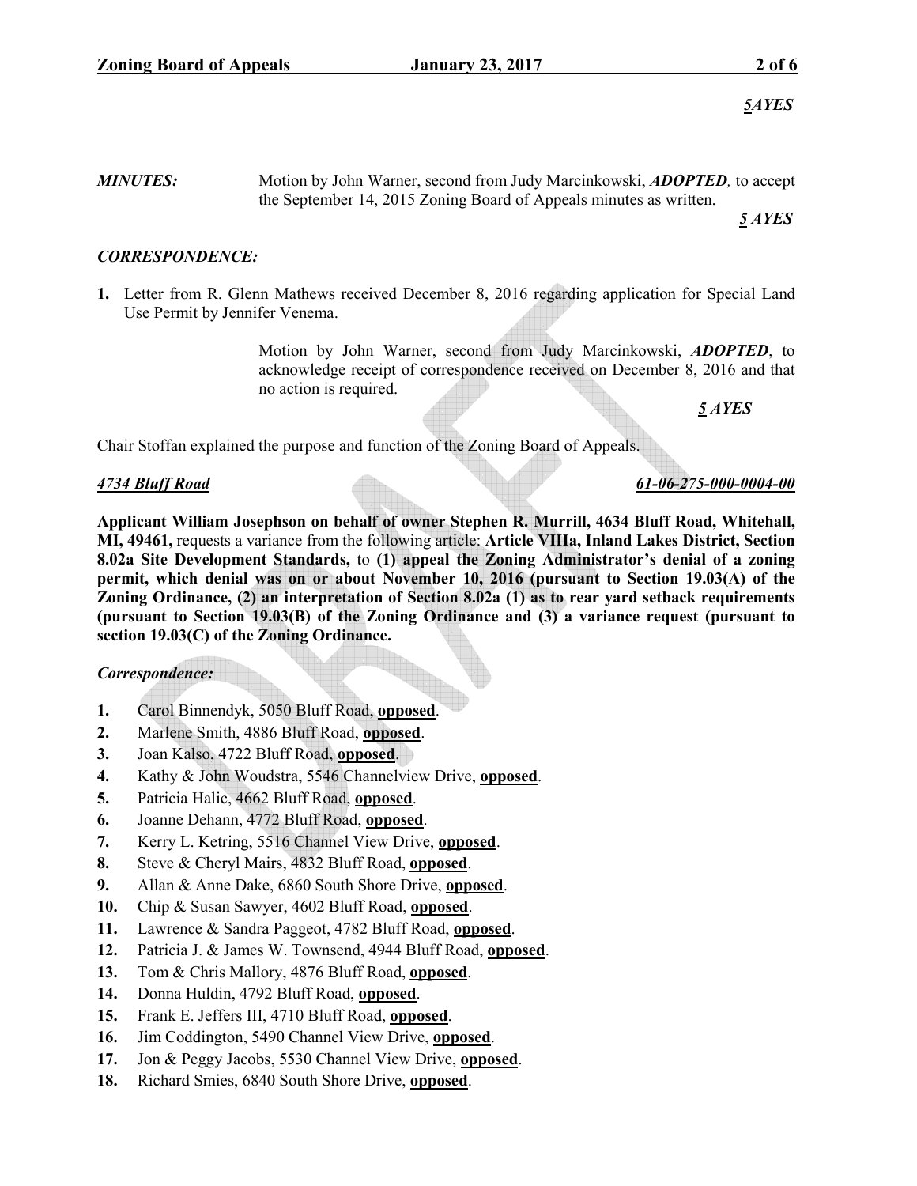***5AYES***

***MINUTES:*** Motion by John Warner, second from Judy Marcinkowski, ***ADOPTED,*** to accept the September 14, 2015 Zoning Board of Appeals minutes as written.

***5 AYES***

***CORRESPONDENCE:***

1. Letter from R. Glenn Mathews received December 8, 2016 regarding application for Special Land Use Permit by Jennifer Venema.

Motion by John Warner, second from Judy Marcinkowski, ***ADOPTED***, to acknowledge receipt of correspondence received on December 8, 2016 and that no action is required.

***5 AYES***

Chair Stoffan explained the purpose and function of the Zoning Board of Appeals.

***4734 Bluff Road*** ***61-06-275-000-0004-00***

**Applicant William Josephson on behalf of owner Stephen R. Murrill, 4634 Bluff Road, Whitehall, MI, 49461,** requests a variance from the following article: **Article VIIIa, Inland Lakes District, Section 8.02a Site Development Standards,** to **(1) appeal the Zoning Administrator's denial of a zoning permit, which denial was on or about November 10, 2016 (pursuant to Section 19.03(A) of the Zoning Ordinance, (2) an interpretation of Section 8.02a (1) as to rear yard setback requirements (pursuant to Section 19.03(B) of the Zoning Ordinance and (3) a variance request (pursuant to section 19.03(C) of the Zoning Ordinance.**

***Correspondence:***

1. Carol Binnendyk, 5050 Bluff Road, **opposed**.
2. Marlene Smith, 4886 Bluff Road, **opposed**.
3. Joan Kalso, 4722 Bluff Road, **opposed**.
4. Kathy & John Woudstra, 5546 Channelview Drive, **opposed**.
5. Patricia Halic, 4662 Bluff Road, **opposed**.
6. Joanne Dehann, 4772 Bluff Road, **opposed**.
7. Kerry L. Ketring, 5516 Channel View Drive, **opposed**.
8. Steve & Cheryl Mairs, 4832 Bluff Road, **opposed**.
9. Allan & Anne Dake, 6860 South Shore Drive, **opposed**.
10. Chip & Susan Sawyer, 4602 Bluff Road, **opposed**.
11. Lawrence & Sandra Paggeot, 4782 Bluff Road, **opposed**.
12. Patricia J. & James W. Townsend, 4944 Bluff Road, **opposed**.
13. Tom & Chris Mallory, 4876 Bluff Road, **opposed**.
14. Donna Huldin, 4792 Bluff Road, **opposed**.
15. Frank E. Jeffers III, 4710 Bluff Road, **opposed**.
16. Jim Coddington, 5490 Channel View Drive, **opposed**.
17. Jon & Peggy Jacobs, 5530 Channel View Drive, **opposed**.
18. Richard Smies, 6840 South Shore Drive, **opposed**.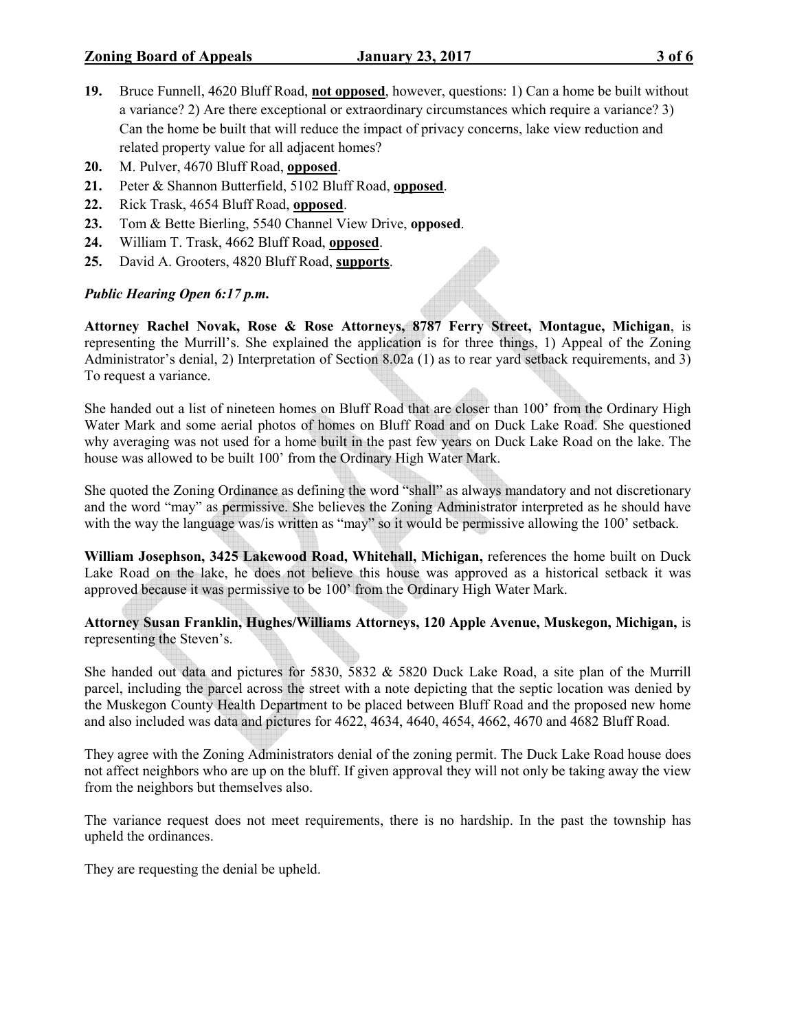19. Bruce Funnell, 4620 Bluff Road, **not opposed**, however, questions: 1) Can a home be built without a variance? 2) Are there exceptional or extraordinary circumstances which require a variance? 3) Can the home be built that will reduce the impact of privacy concerns, lake view reduction and related property value for all adjacent homes?
20. M. Pulver, 4670 Bluff Road, **opposed**.
21. Peter & Shannon Butterfield, 5102 Bluff Road, **opposed**.
22. Rick Trask, 4654 Bluff Road, **opposed**.
23. Tom & Bette Bierling, 5540 Channel View Drive, **opposed**.
24. William T. Trask, 4662 Bluff Road, **opposed**.
25. David A. Grooters, 4820 Bluff Road, **supports**.

***Public Hearing Open 6:17 p.m.***

**Attorney Rachel Novak, Rose & Rose Attorneys, 8787 Ferry Street, Montague, Michigan**, is representing the Murrill's. She explained the application is for three things, 1) Appeal of the Zoning Administrator's denial, 2) Interpretation of Section 8.02a (1) as to rear yard setback requirements, and 3) To request a variance.

She handed out a list of nineteen homes on Bluff Road that are closer than 100' from the Ordinary High Water Mark and some aerial photos of homes on Bluff Road and on Duck Lake Road. She questioned why averaging was not used for a home built in the past few years on Duck Lake Road on the lake. The house was allowed to be built 100' from the Ordinary High Water Mark.

She quoted the Zoning Ordinance as defining the word "shall" as always mandatory and not discretionary and the word "may" as permissive. She believes the Zoning Administrator interpreted as he should have with the way the language was/is written as "may" so it would be permissive allowing the 100' setback.

**William Josephson, 3425 Lakewood Road, Whitehall, Michigan,** references the home built on Duck Lake Road on the lake, he does not believe this house was approved as a historical setback it was approved because it was permissive to be 100' from the Ordinary High Water Mark.

**Attorney Susan Franklin, Hughes/Williams Attorneys, 120 Apple Avenue, Muskegon, Michigan,** is representing the Steven's.

She handed out data and pictures for 5830, 5832 & 5820 Duck Lake Road, a site plan of the Murrill parcel, including the parcel across the street with a note depicting that the septic location was denied by the Muskegon County Health Department to be placed between Bluff Road and the proposed new home and also included was data and pictures for 4622, 4634, 4640, 4654, 4662, 4670 and 4682 Bluff Road.

They agree with the Zoning Administrators denial of the zoning permit. The Duck Lake Road house does not affect neighbors who are up on the bluff. If given approval they will not only be taking away the view from the neighbors but themselves also.

The variance request does not meet requirements, there is no hardship. In the past the township has upheld the ordinances.

They are requesting the denial be upheld.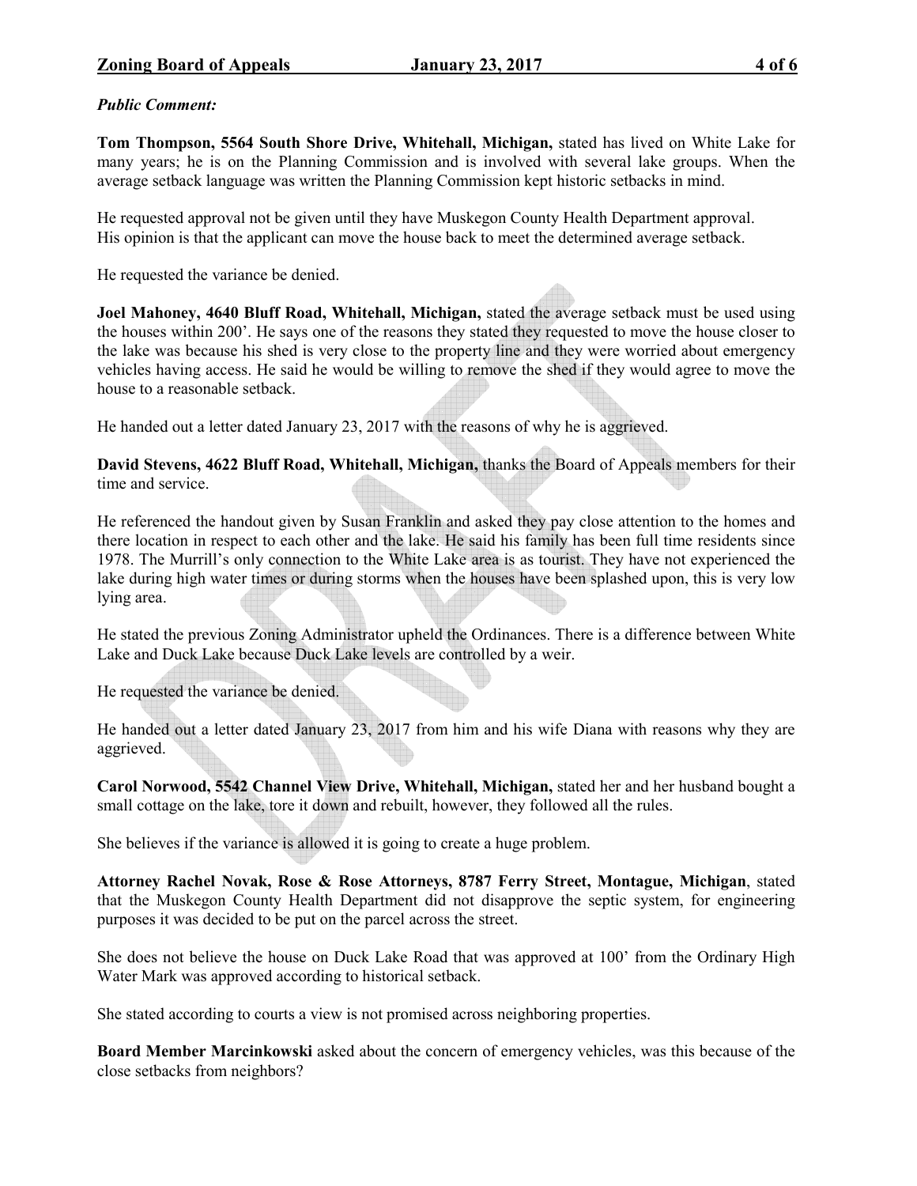*Public Comment:*

**Tom Thompson, 5564 South Shore Drive, Whitehall, Michigan,** stated has lived on White Lake for many years; he is on the Planning Commission and is involved with several lake groups. When the average setback language was written the Planning Commission kept historic setbacks in mind.

He requested approval not be given until they have Muskegon County Health Department approval. His opinion is that the applicant can move the house back to meet the determined average setback.

He requested the variance be denied.

**Joel Mahoney, 4640 Bluff Road, Whitehall, Michigan,** stated the average setback must be used using the houses within 200'. He says one of the reasons they stated they requested to move the house closer to the lake was because his shed is very close to the property line and they were worried about emergency vehicles having access. He said he would be willing to remove the shed if they would agree to move the house to a reasonable setback.

He handed out a letter dated January 23, 2017 with the reasons of why he is aggrieved.

**David Stevens, 4622 Bluff Road, Whitehall, Michigan,** thanks the Board of Appeals members for their time and service.

He referenced the handout given by Susan Franklin and asked they pay close attention to the homes and there location in respect to each other and the lake. He said his family has been full time residents since 1978. The Murrill's only connection to the White Lake area is as tourist. They have not experienced the lake during high water times or during storms when the houses have been splashed upon, this is very low lying area.

He stated the previous Zoning Administrator upheld the Ordinances. There is a difference between White Lake and Duck Lake because Duck Lake levels are controlled by a weir.

He requested the variance be denied.

He handed out a letter dated January 23, 2017 from him and his wife Diana with reasons why they are aggrieved.

**Carol Norwood, 5542 Channel View Drive, Whitehall, Michigan,** stated her and her husband bought a small cottage on the lake, tore it down and rebuilt, however, they followed all the rules.

She believes if the variance is allowed it is going to create a huge problem.

**Attorney Rachel Novak, Rose & Rose Attorneys, 8787 Ferry Street, Montague, Michigan**, stated that the Muskegon County Health Department did not disapprove the septic system, for engineering purposes it was decided to be put on the parcel across the street.

She does not believe the house on Duck Lake Road that was approved at 100' from the Ordinary High Water Mark was approved according to historical setback.

She stated according to courts a view is not promised across neighboring properties.

**Board Member Marcinkowski** asked about the concern of emergency vehicles, was this because of the close setbacks from neighbors?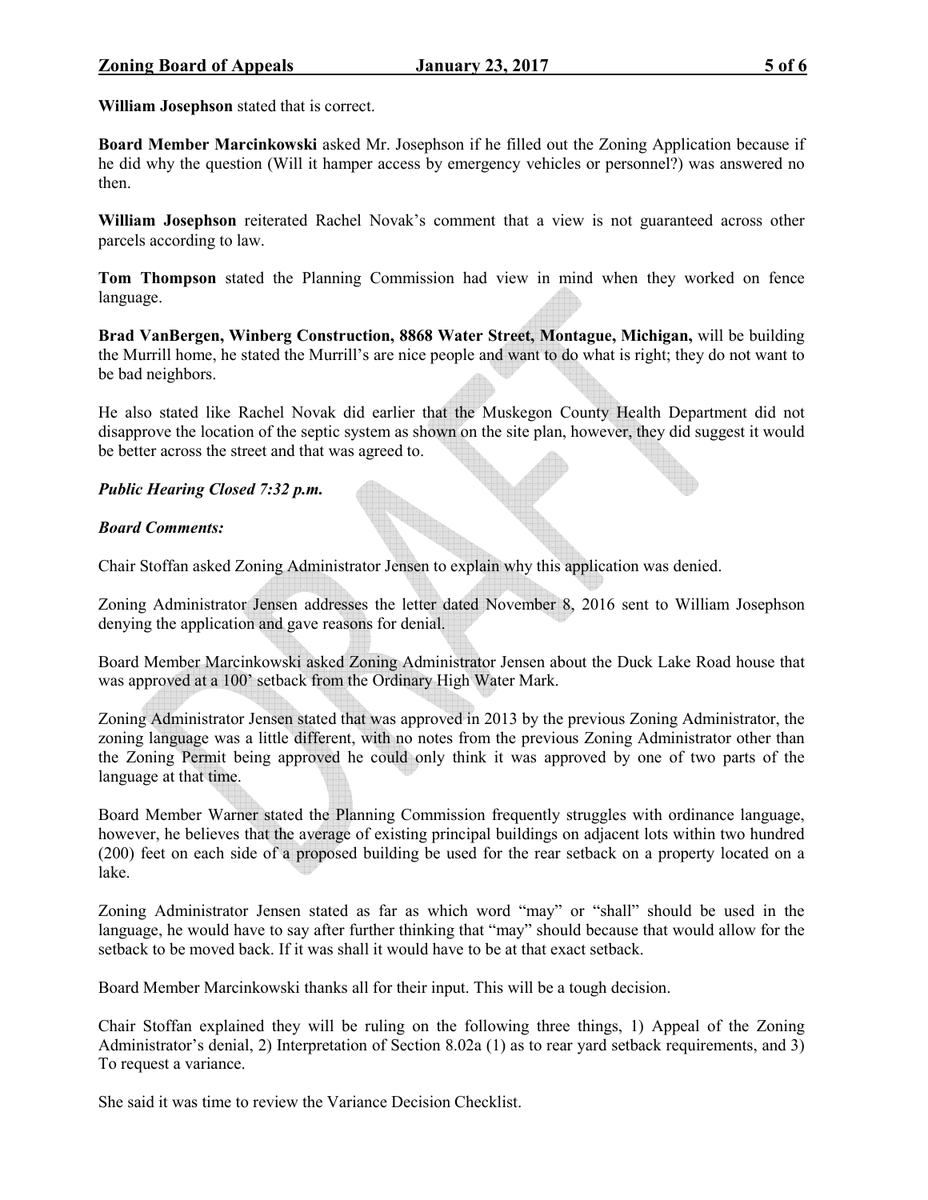**William Josephson** stated that is correct.

**Board Member Marcinkowski** asked Mr. Josephson if he filled out the Zoning Application because if he did why the question (Will it hamper access by emergency vehicles or personnel?) was answered no then.

**William Josephson** reiterated Rachel Novak's comment that a view is not guaranteed across other parcels according to law.

**Tom Thompson** stated the Planning Commission had view in mind when they worked on fence language.

**Brad VanBergen, Winberg Construction, 8868 Water Street, Montague, Michigan,** will be building the Murrill home, he stated the Murrill's are nice people and want to do what is right; they do not want to be bad neighbors.

He also stated like Rachel Novak did earlier that the Muskegon County Health Department did not disapprove the location of the septic system as shown on the site plan, however, they did suggest it would be better across the street and that was agreed to.

***Public Hearing Closed 7:32 p.m.***

***Board Comments:***

Chair Stoffan asked Zoning Administrator Jensen to explain why this application was denied.

Zoning Administrator Jensen addresses the letter dated November 8, 2016 sent to William Josephson denying the application and gave reasons for denial.

Board Member Marcinkowski asked Zoning Administrator Jensen about the Duck Lake Road house that was approved at a 100' setback from the Ordinary High Water Mark.

Zoning Administrator Jensen stated that was approved in 2013 by the previous Zoning Administrator, the zoning language was a little different, with no notes from the previous Zoning Administrator other than the Zoning Permit being approved he could only think it was approved by one of two parts of the language at that time.

Board Member Warner stated the Planning Commission frequently struggles with ordinance language, however, he believes that the average of existing principal buildings on adjacent lots within two hundred (200) feet on each side of a proposed building be used for the rear setback on a property located on a lake.

Zoning Administrator Jensen stated as far as which word "may" or "shall" should be used in the language, he would have to say after further thinking that "may" should because that would allow for the setback to be moved back. If it was shall it would have to be at that exact setback.

Board Member Marcinkowski thanks all for their input. This will be a tough decision.

Chair Stoffan explained they will be ruling on the following three things, 1) Appeal of the Zoning Administrator's denial, 2) Interpretation of Section 8.02a (1) as to rear yard setback requirements, and 3) To request a variance.

She said it was time to review the Variance Decision Checklist.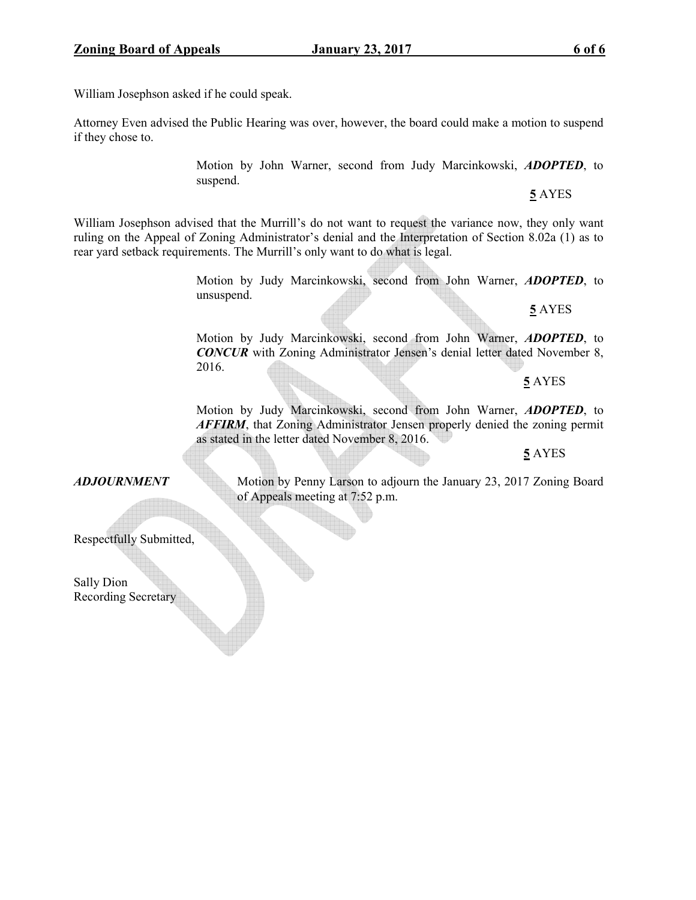William Josephson asked if he could speak.

Attorney Even advised the Public Hearing was over, however, the board could make a motion to suspend if they chose to.

> Motion by John Warner, second from Judy Marcinkowski, ***ADOPTED***, to suspend.
>
> **5** AYES

William Josephson advised that the Murrill's do not want to request the variance now, they only want ruling on the Appeal of Zoning Administrator's denial and the Interpretation of Section 8.02a (1) as to rear yard setback requirements. The Murrill's only want to do what is legal.

> Motion by Judy Marcinkowski, second from John Warner, ***ADOPTED***, to unsuspend.
>
> **5** AYES
>
> Motion by Judy Marcinkowski, second from John Warner, ***ADOPTED***, to ***CONCUR*** with Zoning Administrator Jensen's denial letter dated November 8, 2016.
>
> **5** AYES
>
> Motion by Judy Marcinkowski, second from John Warner, ***ADOPTED***, to ***AFFIRM***, that Zoning Administrator Jensen properly denied the zoning permit as stated in the letter dated November 8, 2016.
>
> **5** AYES

***ADJOURNMENT*** Motion by Penny Larson to adjourn the January 23, 2017 Zoning Board of Appeals meeting at 7:52 p.m.

Respectfully Submitted,

Sally Dion
Recording Secretary